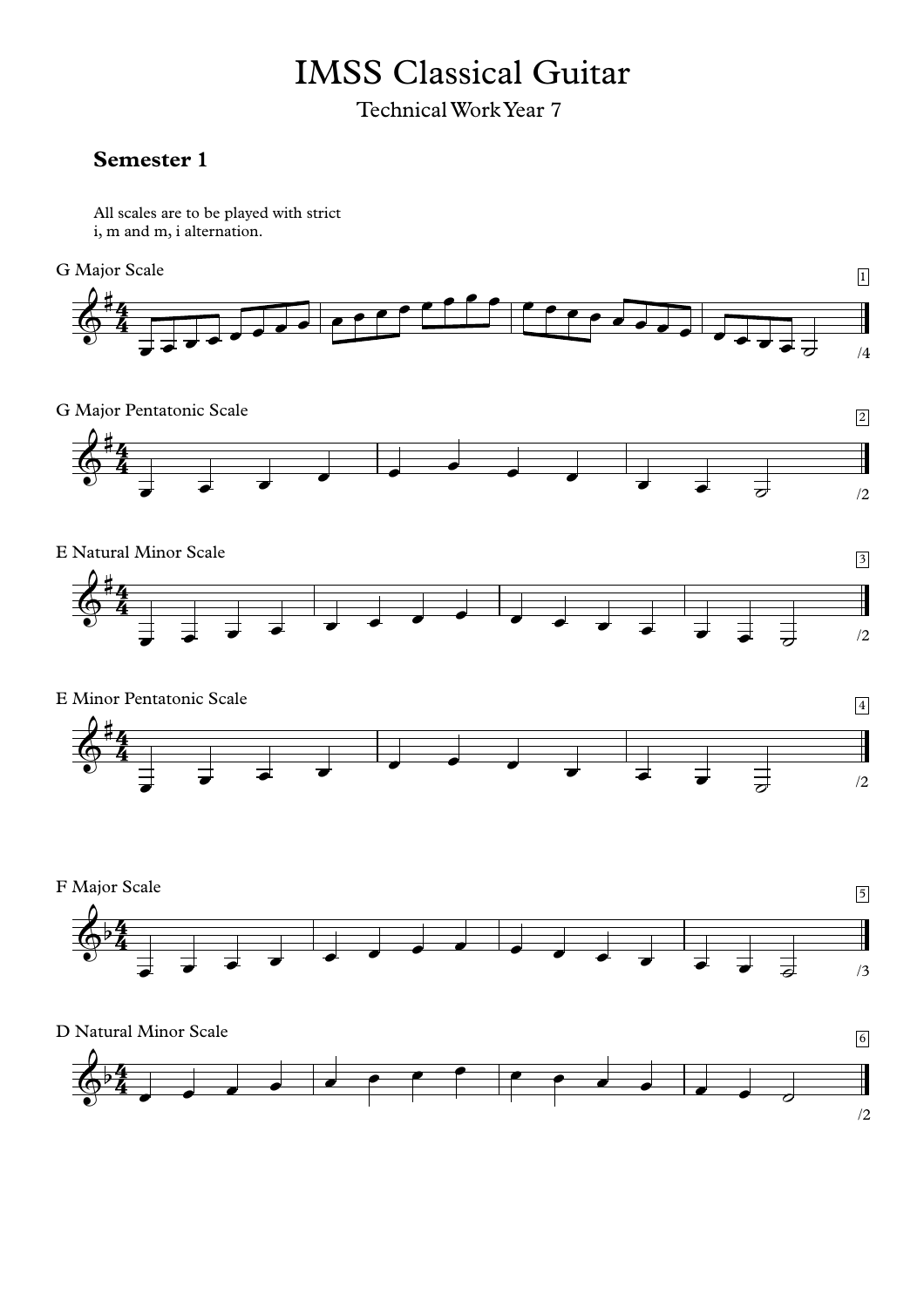# IMSS Classical Guitar

Technical Work Year 7

## Semester 1

All scales are to be played with strict
i, m and m, i alternation.

G Major Scale

1

/4

G Major Pentatonic Scale

2

/2

E Natural Minor Scale

3

/2

E Minor Pentatonic Scale

4

/2

F Major Scale

5

/3

D Natural Minor Scale

6

/2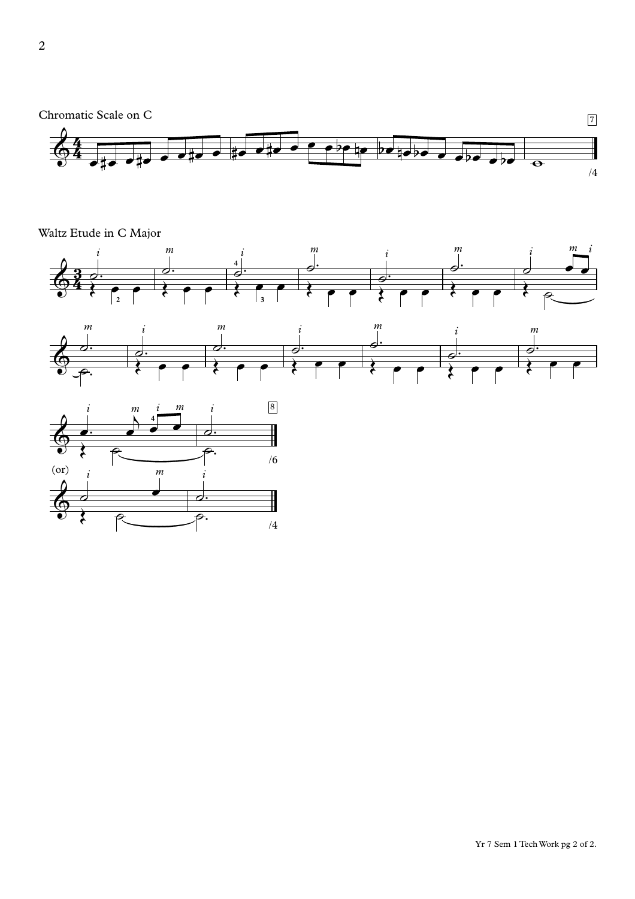Chromatic Scale on C

7

/4

Waltz Etude in C Major

8

/6

(or)

/4